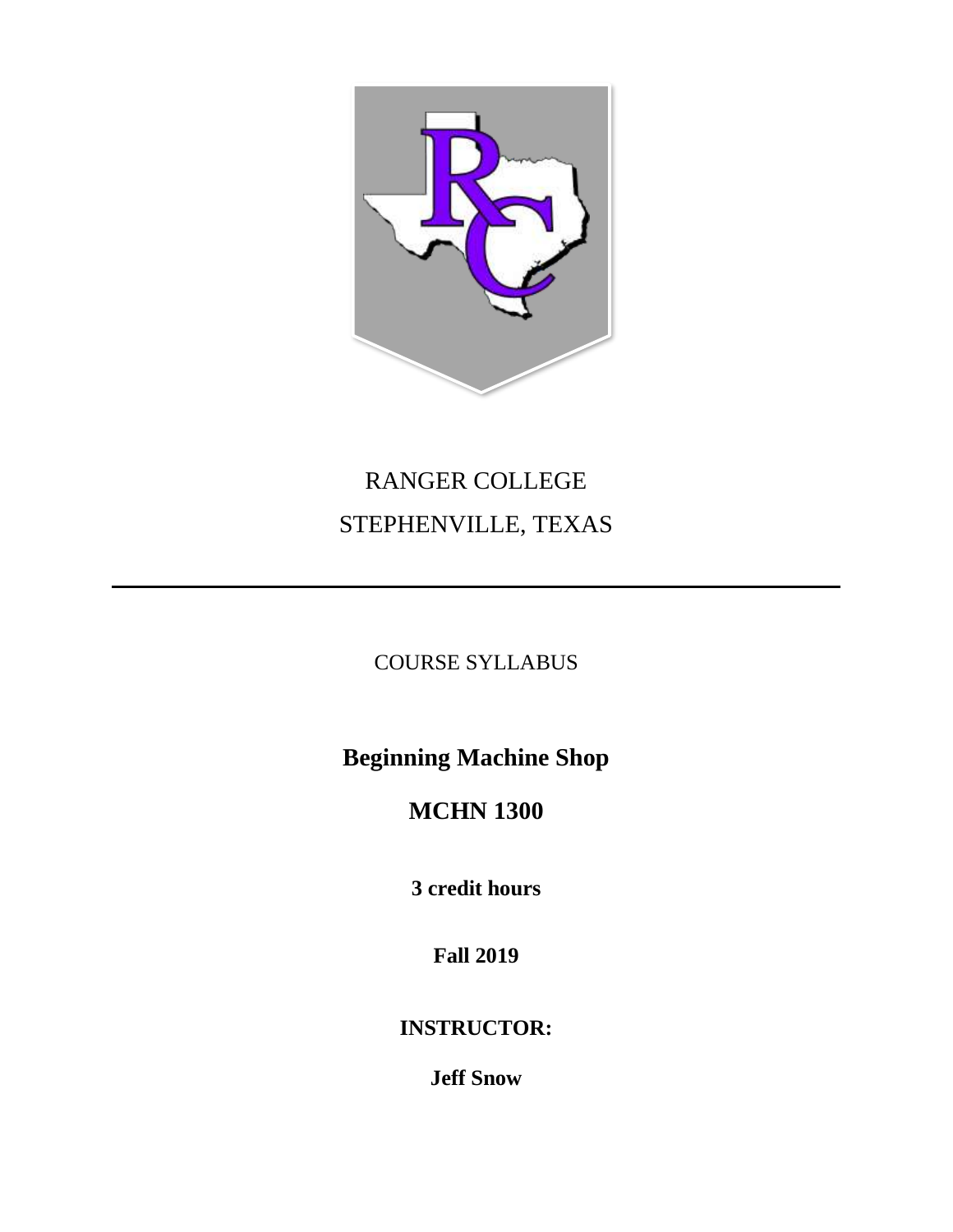RANGER COLLEGE

STEPHENVILLE, TEXAS

---

COURSE SYLLABUS

# Beginning Machine Shop

# MCHN 1300

**3 credit hours**

**Fall 2019**

**INSTRUCTOR:**

**Jeff Snow**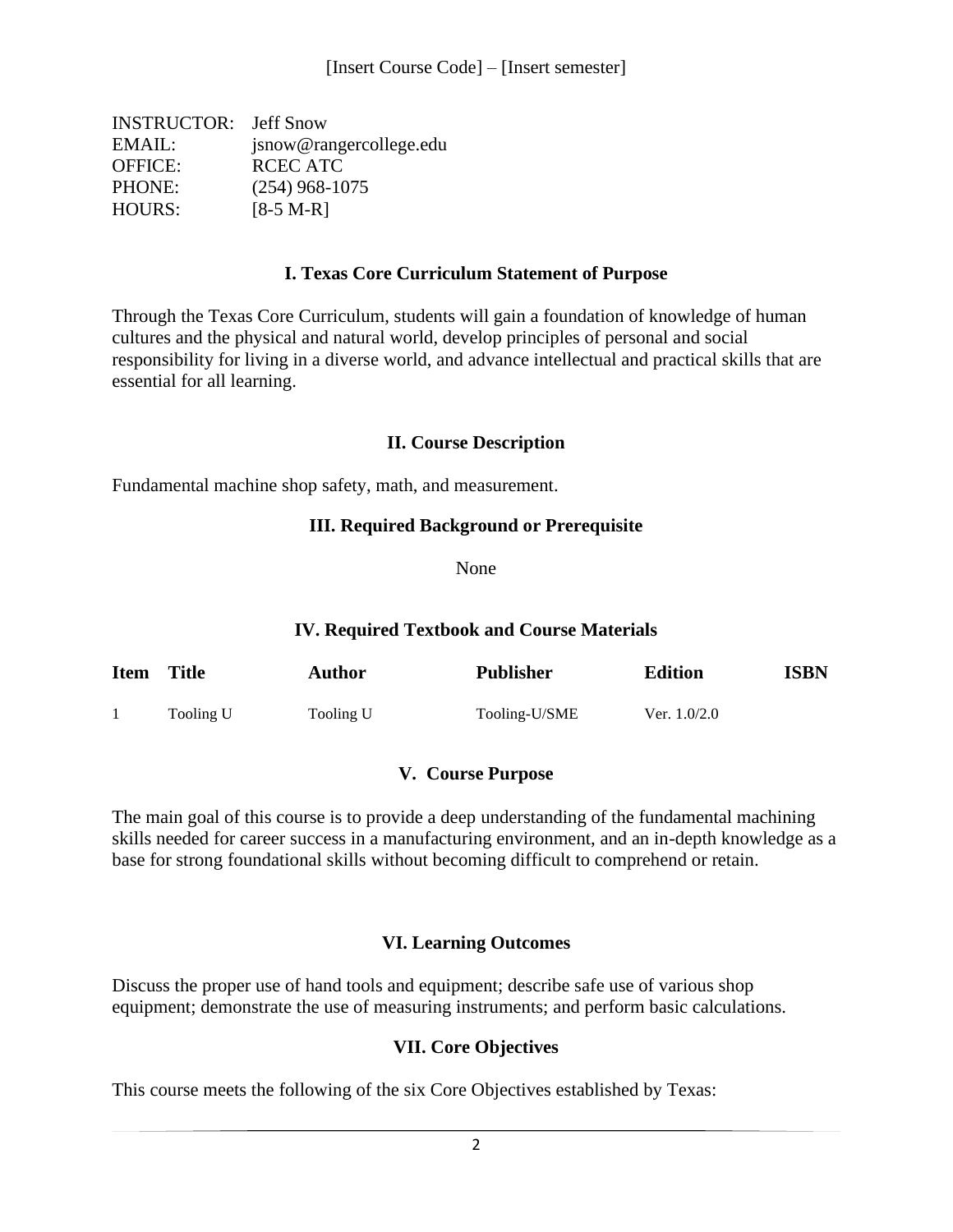[Insert Course Code] – [Insert semester]

INSTRUCTOR: Jeff Snow
EMAIL: jsnow@rangercollege.edu
OFFICE: RCEC ATC
PHONE: (254) 968-1075
HOURS: [8-5 M-R]

## I. Texas Core Curriculum Statement of Purpose

Through the Texas Core Curriculum, students will gain a foundation of knowledge of human cultures and the physical and natural world, develop principles of personal and social responsibility for living in a diverse world, and advance intellectual and practical skills that are essential for all learning.

## II. Course Description

Fundamental machine shop safety, math, and measurement.

## III. Required Background or Prerequisite

None

## IV. Required Textbook and Course Materials

| Item | Title | Author | Publisher | Edition | ISBN |
|---|---|---|---|---|---|
| 1 | Tooling U | Tooling U | Tooling-U/SME | Ver. 1.0/2.0 | |

## V. Course Purpose

The main goal of this course is to provide a deep understanding of the fundamental machining skills needed for career success in a manufacturing environment, and an in-depth knowledge as a base for strong foundational skills without becoming difficult to comprehend or retain.

## VI. Learning Outcomes

Discuss the proper use of hand tools and equipment; describe safe use of various shop equipment; demonstrate the use of measuring instruments; and perform basic calculations.

## VII. Core Objectives

This course meets the following of the six Core Objectives established by Texas: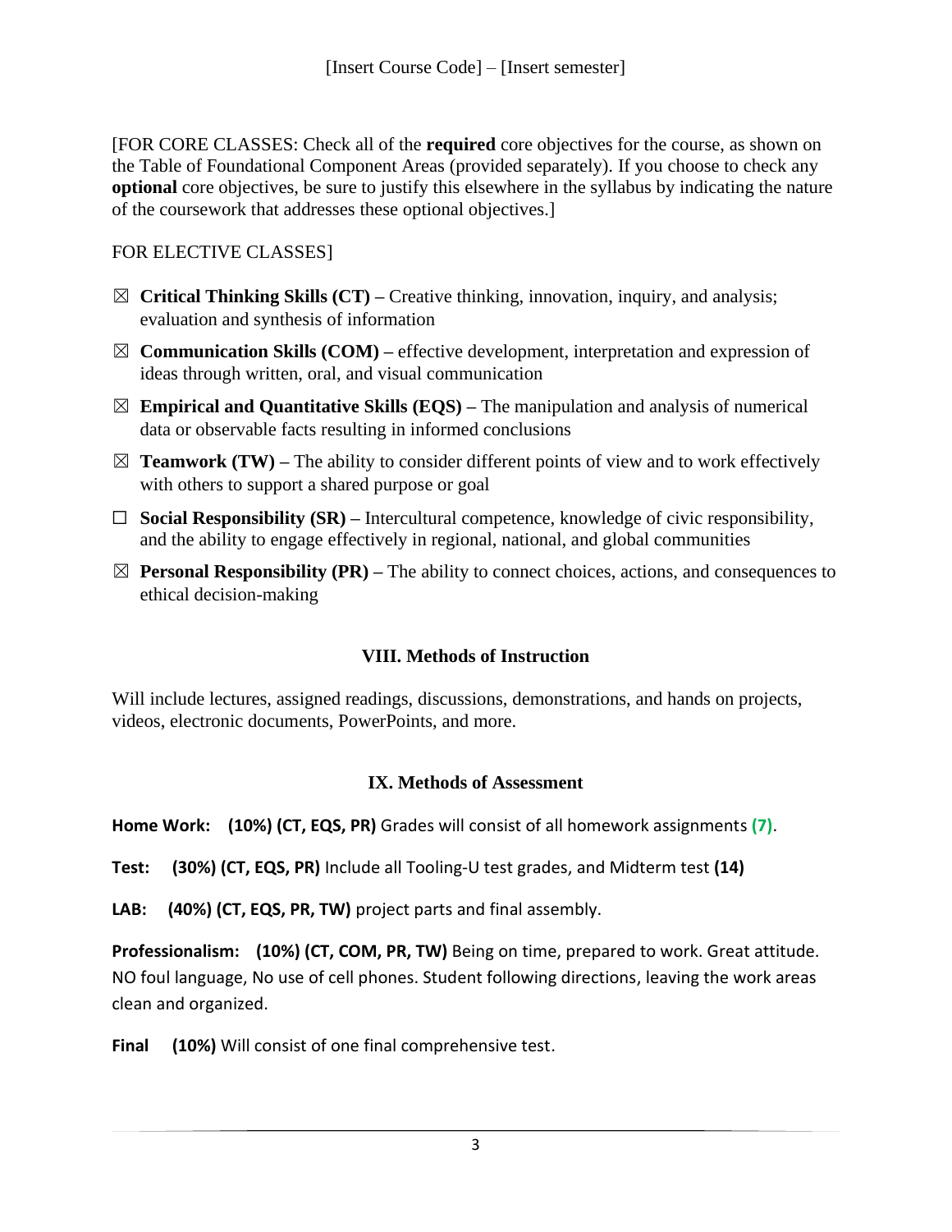[FOR CORE CLASSES: Check all of the **required** core objectives for the course, as shown on the Table of Foundational Component Areas (provided separately). If you choose to check any **optional** core objectives, be sure to justify this elsewhere in the syllabus by indicating the nature of the coursework that addresses these optional objectives.]

FOR ELECTIVE CLASSES]

- ☒ **Critical Thinking Skills (CT) –** Creative thinking, innovation, inquiry, and analysis; evaluation and synthesis of information
- ☒ **Communication Skills (COM) –** effective development, interpretation and expression of ideas through written, oral, and visual communication
- ☒ **Empirical and Quantitative Skills (EQS) –** The manipulation and analysis of numerical data or observable facts resulting in informed conclusions
- ☒ **Teamwork (TW) –** The ability to consider different points of view and to work effectively with others to support a shared purpose or goal
- ☐ **Social Responsibility (SR) –** Intercultural competence, knowledge of civic responsibility, and the ability to engage effectively in regional, national, and global communities
- ☒ **Personal Responsibility (PR) –** The ability to connect choices, actions, and consequences to ethical decision-making

## VIII. Methods of Instruction

Will include lectures, assigned readings, discussions, demonstrations, and hands on projects, videos, electronic documents, PowerPoints, and more.

## IX. Methods of Assessment

**Home Work: (10%) (CT, EQS, PR)** Grades will consist of all homework assignments **(7)**.

**Test: (30%) (CT, EQS, PR)** Include all Tooling-U test grades, and Midterm test **(14)**

**LAB: (40%) (CT, EQS, PR, TW)** project parts and final assembly.

**Professionalism: (10%) (CT, COM, PR, TW)** Being on time, prepared to work. Great attitude. NO foul language, No use of cell phones. Student following directions, leaving the work areas clean and organized.

**Final (10%)** Will consist of one final comprehensive test.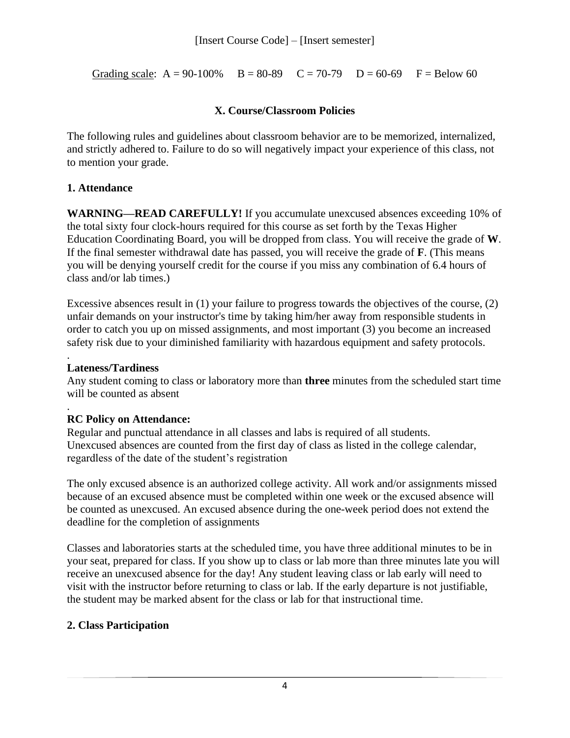Grading scale: A = 90-100% B = 80-89 C = 70-79 D = 60-69 F = Below 60

## X. Course/Classroom Policies

The following rules and guidelines about classroom behavior are to be memorized, internalized, and strictly adhered to. Failure to do so will negatively impact your experience of this class, not to mention your grade.

### 1. Attendance

**WARNING—READ CAREFULLY!** If you accumulate unexcused absences exceeding 10% of the total sixty four clock-hours required for this course as set forth by the Texas Higher Education Coordinating Board, you will be dropped from class. You will receive the grade of **W**. If the final semester withdrawal date has passed, you will receive the grade of **F**. (This means you will be denying yourself credit for the course if you miss any combination of 6.4 hours of class and/or lab times.)

Excessive absences result in (1) your failure to progress towards the objectives of the course, (2) unfair demands on your instructor's time by taking him/her away from responsible students in order to catch you up on missed assignments, and most important (3) you become an increased safety risk due to your diminished familiarity with hazardous equipment and safety protocols.

.

**Lateness/Tardiness**

Any student coming to class or laboratory more than **three** minutes from the scheduled start time will be counted as absent

.

**RC Policy on Attendance:**

Regular and punctual attendance in all classes and labs is required of all students. Unexcused absences are counted from the first day of class as listed in the college calendar, regardless of the date of the student's registration

The only excused absence is an authorized college activity. All work and/or assignments missed because of an excused absence must be completed within one week or the excused absence will be counted as unexcused. An excused absence during the one-week period does not extend the deadline for the completion of assignments

Classes and laboratories starts at the scheduled time, you have three additional minutes to be in your seat, prepared for class. If you show up to class or lab more than three minutes late you will receive an unexcused absence for the day! Any student leaving class or lab early will need to visit with the instructor before returning to class or lab. If the early departure is not justifiable, the student may be marked absent for the class or lab for that instructional time.

### 2. Class Participation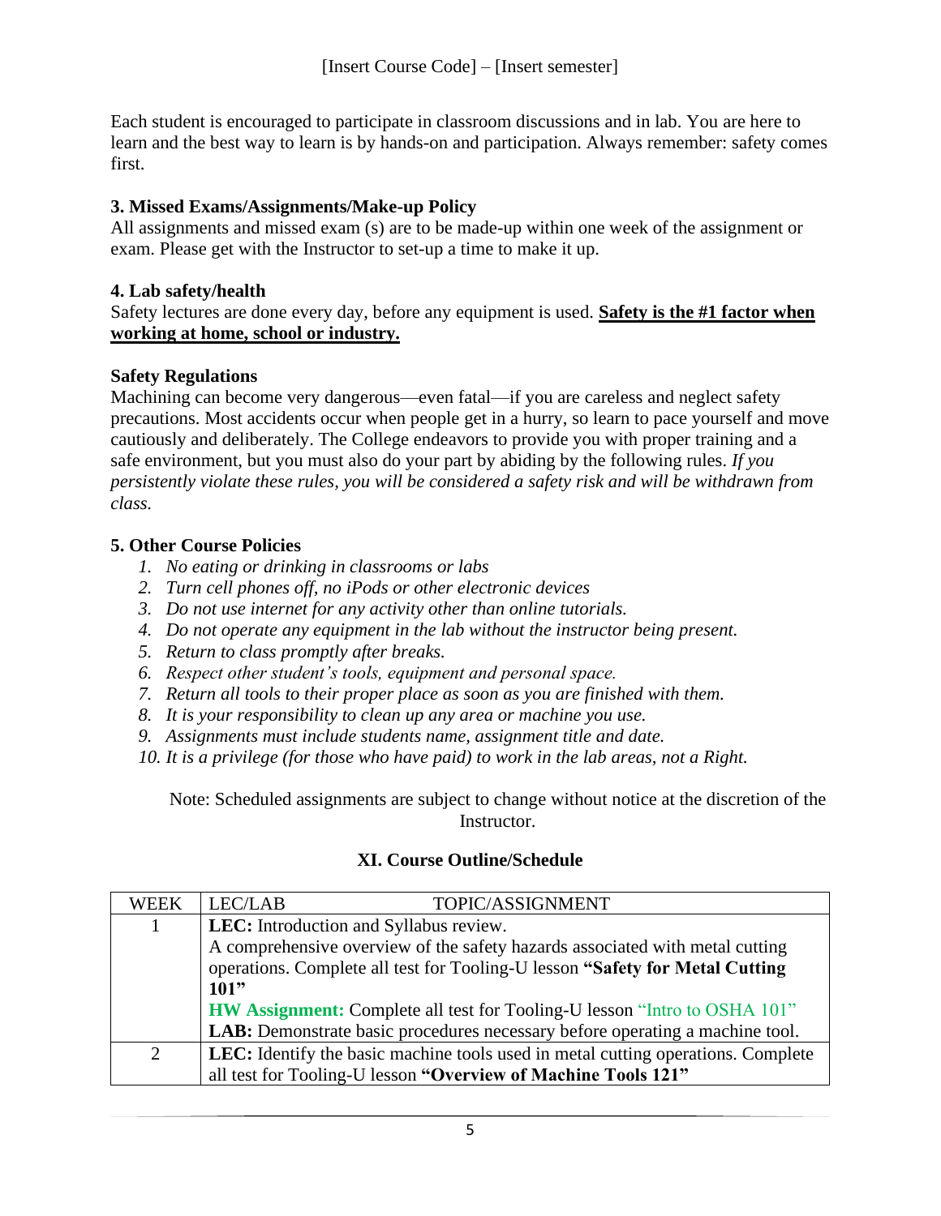Each student is encouraged to participate in classroom discussions and in lab. You are here to learn and the best way to learn is by hands-on and participation. Always remember: safety comes first.

**3. Missed Exams/Assignments/Make-up Policy**
All assignments and missed exam (s) are to be made-up within one week of the assignment or exam. Please get with the Instructor to set-up a time to make it up.

**4. Lab safety/health**
Safety lectures are done every day, before any equipment is used. **Safety is the #1 factor when working at home, school or industry.**

**Safety Regulations**
Machining can become very dangerous—even fatal—if you are careless and neglect safety precautions. Most accidents occur when people get in a hurry, so learn to pace yourself and move cautiously and deliberately. The College endeavors to provide you with proper training and a safe environment, but you must also do your part by abiding by the following rules. *If you persistently violate these rules, you will be considered a safety risk and will be withdrawn from class.*

**5. Other Course Policies**

1. *No eating or drinking in classrooms or labs*
2. *Turn cell phones off, no iPods or other electronic devices*
3. *Do not use internet for any activity other than online tutorials.*
4. *Do not operate any equipment in the lab without the instructor being present.*
5. *Return to class promptly after breaks.*
6. *Respect other student's tools, equipment and personal space.*
7. *Return all tools to their proper place as soon as you are finished with them.*
8. *It is your responsibility to clean up any area or machine you use.*
9. *Assignments must include students name, assignment title and date.*
10. *It is a privilege (for those who have paid) to work in the lab areas, not a Right.*

Note: Scheduled assignments are subject to change without notice at the discretion of the Instructor.

## XI. Course Outline/Schedule

| WEEK | LEC/LAB TOPIC/ASSIGNMENT |
|---|---|
| 1 | **LEC:** Introduction and Syllabus review. A comprehensive overview of the safety hazards associated with metal cutting operations. Complete all test for Tooling-U lesson **"Safety for Metal Cutting 101"** **HW Assignment:** Complete all test for Tooling-U lesson "Intro to OSHA 101" **LAB:** Demonstrate basic procedures necessary before operating a machine tool. |
| 2 | **LEC:** Identify the basic machine tools used in metal cutting operations. Complete all test for Tooling-U lesson **"Overview of Machine Tools 121"** |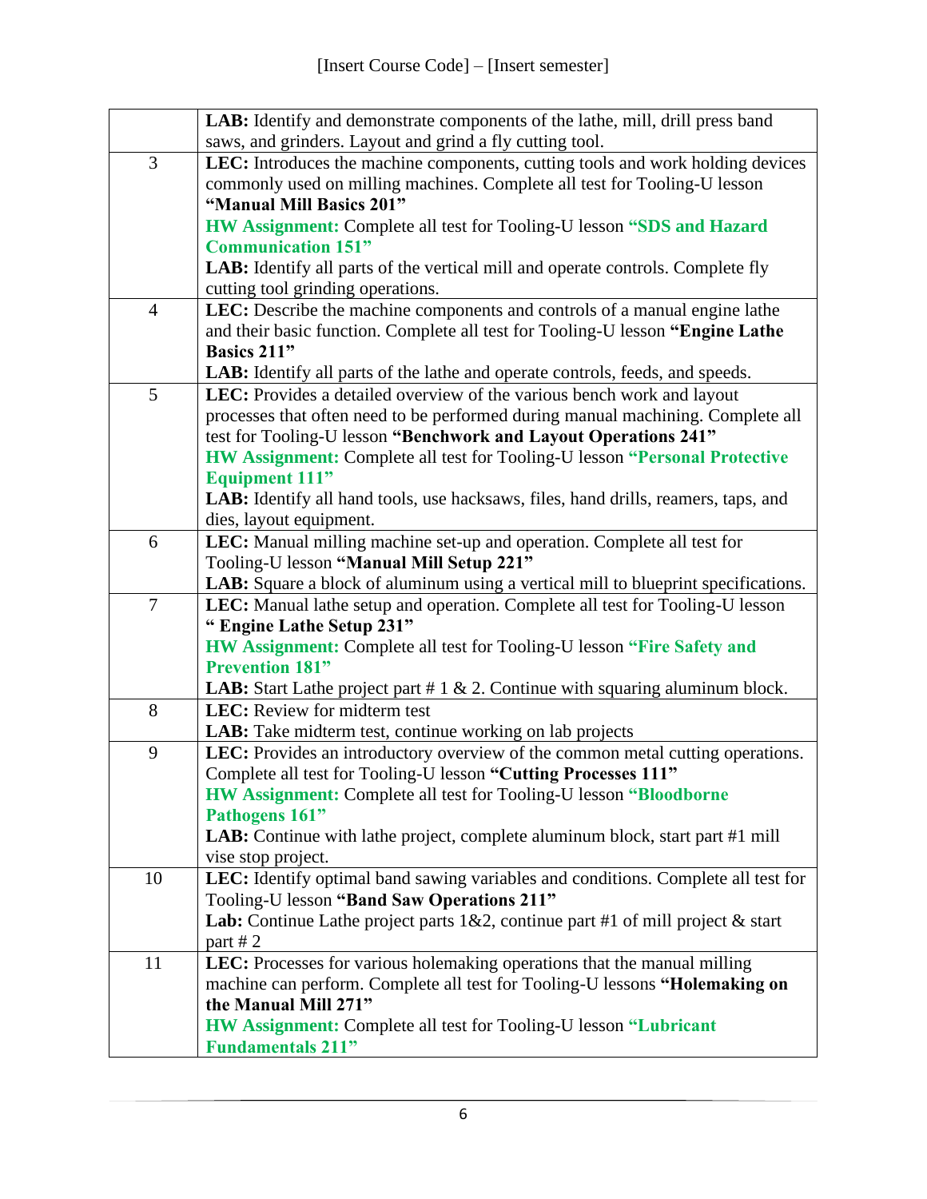| | |
|---|---|
| | **LAB:** Identify and demonstrate components of the lathe, mill, drill press band saws, and grinders. Layout and grind a fly cutting tool. |
| 3 | **LEC:** Introduces the machine components, cutting tools and work holding devices commonly used on milling machines. Complete all test for Tooling-U lesson **"Manual Mill Basics 201"**<br>**HW Assignment:** Complete all test for Tooling-U lesson **"SDS and Hazard Communication 151"**<br>**LAB:** Identify all parts of the vertical mill and operate controls. Complete fly cutting tool grinding operations. |
| 4 | **LEC:** Describe the machine components and controls of a manual engine lathe and their basic function. Complete all test for Tooling-U lesson **"Engine Lathe Basics 211"**<br>**LAB:** Identify all parts of the lathe and operate controls, feeds, and speeds. |
| 5 | **LEC:** Provides a detailed overview of the various bench work and layout processes that often need to be performed during manual machining. Complete all test for Tooling-U lesson **"Benchwork and Layout Operations 241"**<br>**HW Assignment:** Complete all test for Tooling-U lesson **"Personal Protective Equipment 111"**<br>**LAB:** Identify all hand tools, use hacksaws, files, hand drills, reamers, taps, and dies, layout equipment. |
| 6 | **LEC:** Manual milling machine set-up and operation. Complete all test for Tooling-U lesson **"Manual Mill Setup 221"**<br>**LAB:** Square a block of aluminum using a vertical mill to blueprint specifications. |
| 7 | **LEC:** Manual lathe setup and operation. Complete all test for Tooling-U lesson **" Engine Lathe Setup 231"**<br>**HW Assignment:** Complete all test for Tooling-U lesson **"Fire Safety and Prevention 181"**<br>**LAB:** Start Lathe project part # 1 & 2. Continue with squaring aluminum block. |
| 8 | **LEC:** Review for midterm test<br>**LAB:** Take midterm test, continue working on lab projects |
| 9 | **LEC:** Provides an introductory overview of the common metal cutting operations. Complete all test for Tooling-U lesson **"Cutting Processes 111"**<br>**HW Assignment:** Complete all test for Tooling-U lesson **"Bloodborne Pathogens 161"**<br>**LAB:** Continue with lathe project, complete aluminum block, start part #1 mill vise stop project. |
| 10 | **LEC:** Identify optimal band sawing variables and conditions. Complete all test for Tooling-U lesson **"Band Saw Operations 211"**<br>**Lab:** Continue Lathe project parts 1&2, continue part #1 of mill project & start part # 2 |
| 11 | **LEC:** Processes for various holemaking operations that the manual milling machine can perform. Complete all test for Tooling-U lessons **"Holemaking on the Manual Mill 271"**<br>**HW Assignment:** Complete all test for Tooling-U lesson **"Lubricant Fundamentals 211"** |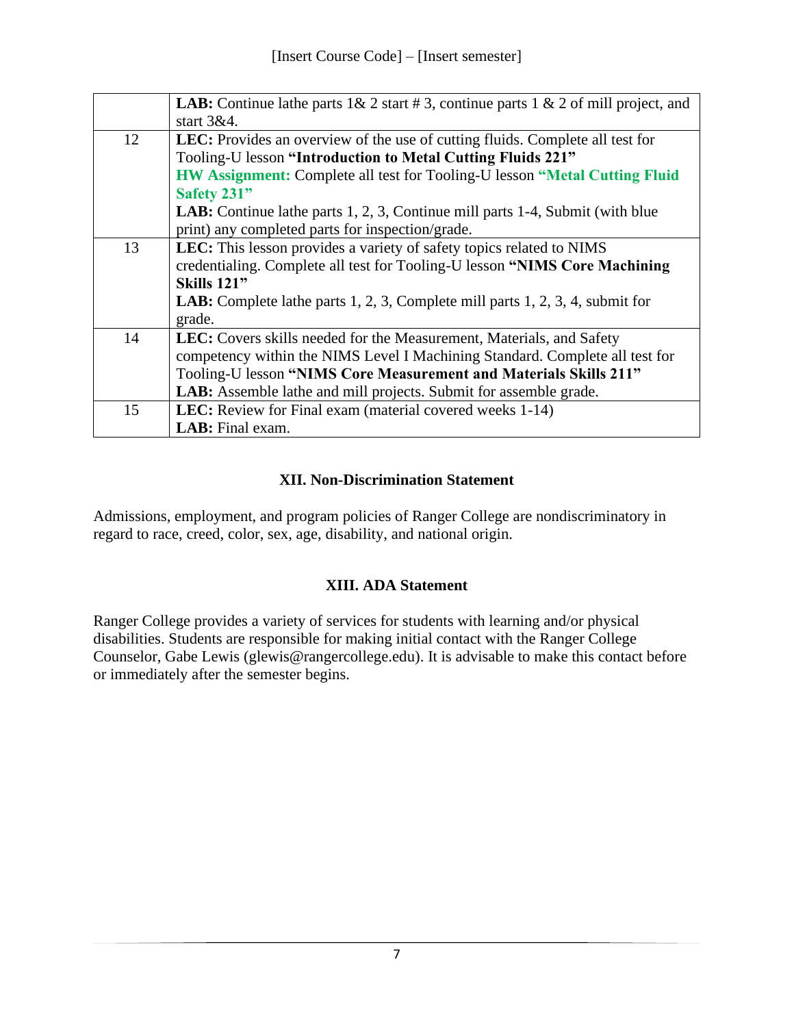| | |
|---|---|
| | **LAB:** Continue lathe parts 1& 2 start # 3, continue parts 1 & 2 of mill project, and start 3&4. |
| 12 | **LEC:** Provides an overview of the use of cutting fluids. Complete all test for Tooling-U lesson **"Introduction to Metal Cutting Fluids 221"**<br>**HW Assignment:** Complete all test for Tooling-U lesson **"Metal Cutting Fluid Safety 231"**<br>**LAB:** Continue lathe parts 1, 2, 3, Continue mill parts 1-4, Submit (with blue print) any completed parts for inspection/grade. |
| 13 | **LEC:** This lesson provides a variety of safety topics related to NIMS credentialing. Complete all test for Tooling-U lesson **"NIMS Core Machining Skills 121"**<br>**LAB:** Complete lathe parts 1, 2, 3, Complete mill parts 1, 2, 3, 4, submit for grade. |
| 14 | **LEC:** Covers skills needed for the Measurement, Materials, and Safety competency within the NIMS Level I Machining Standard. Complete all test for Tooling-U lesson **"NIMS Core Measurement and Materials Skills 211"**<br>**LAB:** Assemble lathe and mill projects. Submit for assemble grade. |
| 15 | **LEC:** Review for Final exam (material covered weeks 1-14)<br>**LAB:** Final exam. |

## XII. Non-Discrimination Statement

Admissions, employment, and program policies of Ranger College are nondiscriminatory in regard to race, creed, color, sex, age, disability, and national origin.

## XIII. ADA Statement

Ranger College provides a variety of services for students with learning and/or physical disabilities. Students are responsible for making initial contact with the Ranger College Counselor, Gabe Lewis (glewis@rangercollege.edu). It is advisable to make this contact before or immediately after the semester begins.